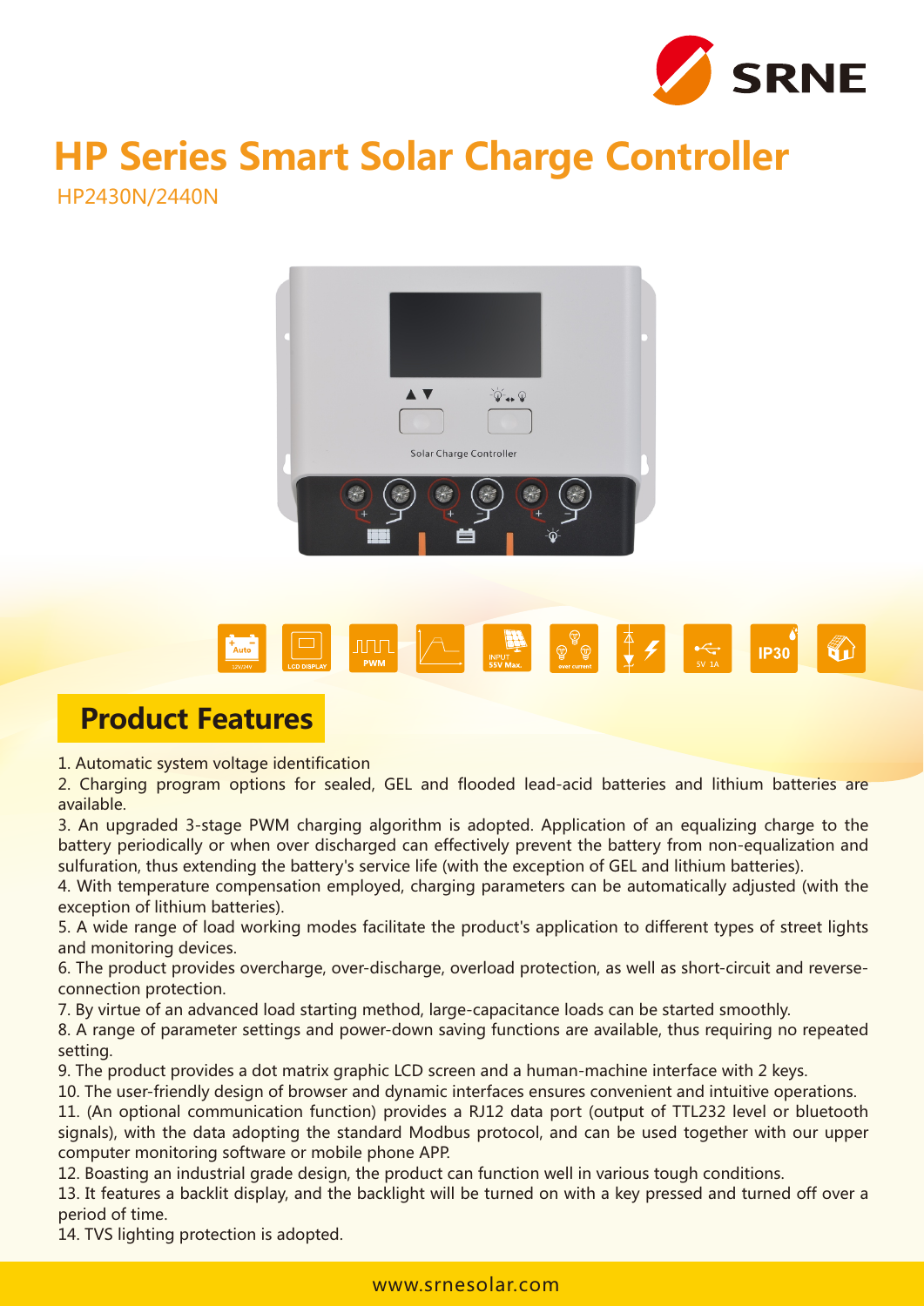SRNE

# HP Series Smart Solar Charge Controller

HP2430N/2440N

## Product Features

1. Automatic system voltage identification
2. Charging program options for sealed, GEL and flooded lead-acid batteries and lithium batteries are available.
3. An upgraded 3-stage PWM charging algorithm is adopted. Application of an equalizing charge to the battery periodically or when over discharged can effectively prevent the battery from non-equalization and sulfuration, thus extending the battery's service life (with the exception of GEL and lithium batteries).
4. With temperature compensation employed, charging parameters can be automatically adjusted (with the exception of lithium batteries).
5. A wide range of load working modes facilitate the product's application to different types of street lights and monitoring devices.
6. The product provides overcharge, over-discharge, overload protection, as well as short-circuit and reverse-connection protection.
7. By virtue of an advanced load starting method, large-capacitance loads can be started smoothly.
8. A range of parameter settings and power-down saving functions are available, thus requiring no repeated setting.
9. The product provides a dot matrix graphic LCD screen and a human-machine interface with 2 keys.
10. The user-friendly design of browser and dynamic interfaces ensures convenient and intuitive operations.
11. (An optional communication function) provides a RJ12 data port (output of TTL232 level or bluetooth signals), with the data adopting the standard Modbus protocol, and can be used together with our upper computer monitoring software or mobile phone APP.
12. Boasting an industrial grade design, the product can function well in various tough conditions.
13. It features a backlit display, and the backlight will be turned on with a key pressed and turned off over a period of time.
14. TVS lighting protection is adopted.

www.srnesolar.com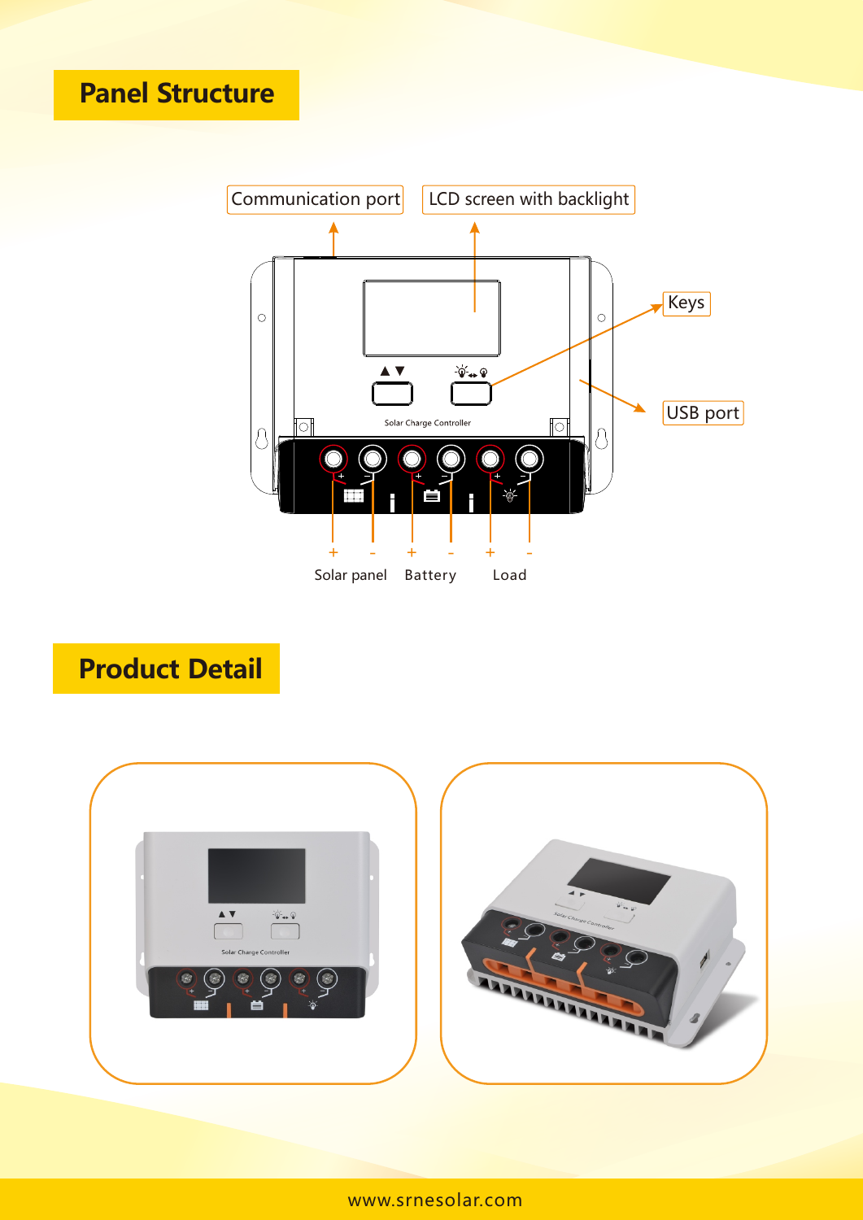## Panel Structure

Communication port

LCD screen with backlight

Keys

USB port

Solar Charge Controller

\+ - + - + -

Solar panel Battery Load

## Product Detail

www.srnesolar.com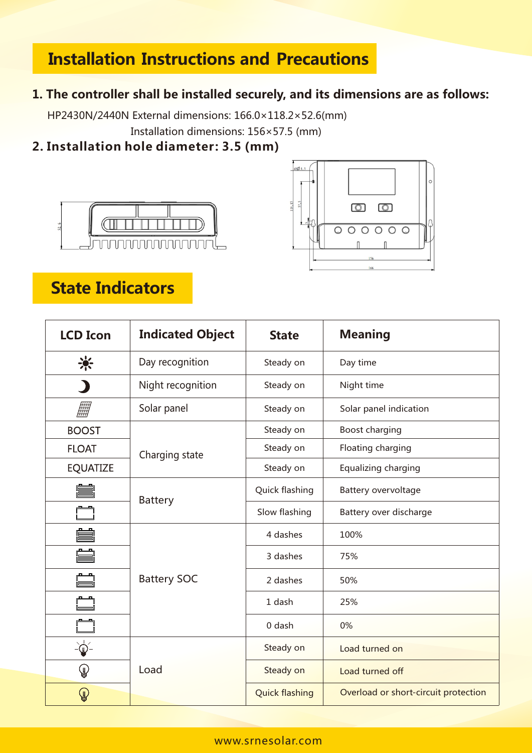# Installation Instructions and Precautions

**1. The controller shall be installed securely, and its dimensions are as follows:**

HP2430N/2440N External dimensions: 166.0×118.2×52.6(mm)

Installation dimensions: 156×57.5 (mm)

**2. Installation hole diameter: 3.5 (mm)**

# State Indicators

| LCD Icon | Indicated Object | State | Meaning |
|---|---|---|---|
| ☀ | Day recognition | Steady on | Day time |
| ☽ | Night recognition | Steady on | Night time |
| ▦ | Solar panel | Steady on | Solar panel indication |
| BOOST | Charging state | Steady on | Boost charging |
| FLOAT | | Steady on | Floating charging |
| EQUATIZE | | Steady on | Equalizing charging |
| 🔋 | Battery | Quick flashing | Battery overvoltage |
| 🔋 | | Slow flashing | Battery over discharge |
| 🔋 | Battery SOC | 4 dashes | 100% |
| 🔋 | | 3 dashes | 75% |
| 🔋 | | 2 dashes | 50% |
| 🔋 | | 1 dash | 25% |
| 🔋 | | 0 dash | 0% |
| 💡 | Load | Steady on | Load turned on |
| 💡 | | Steady on | Load turned off |
| 💡 | | Quick flashing | Overload or short-circuit protection |

www.srnesolar.com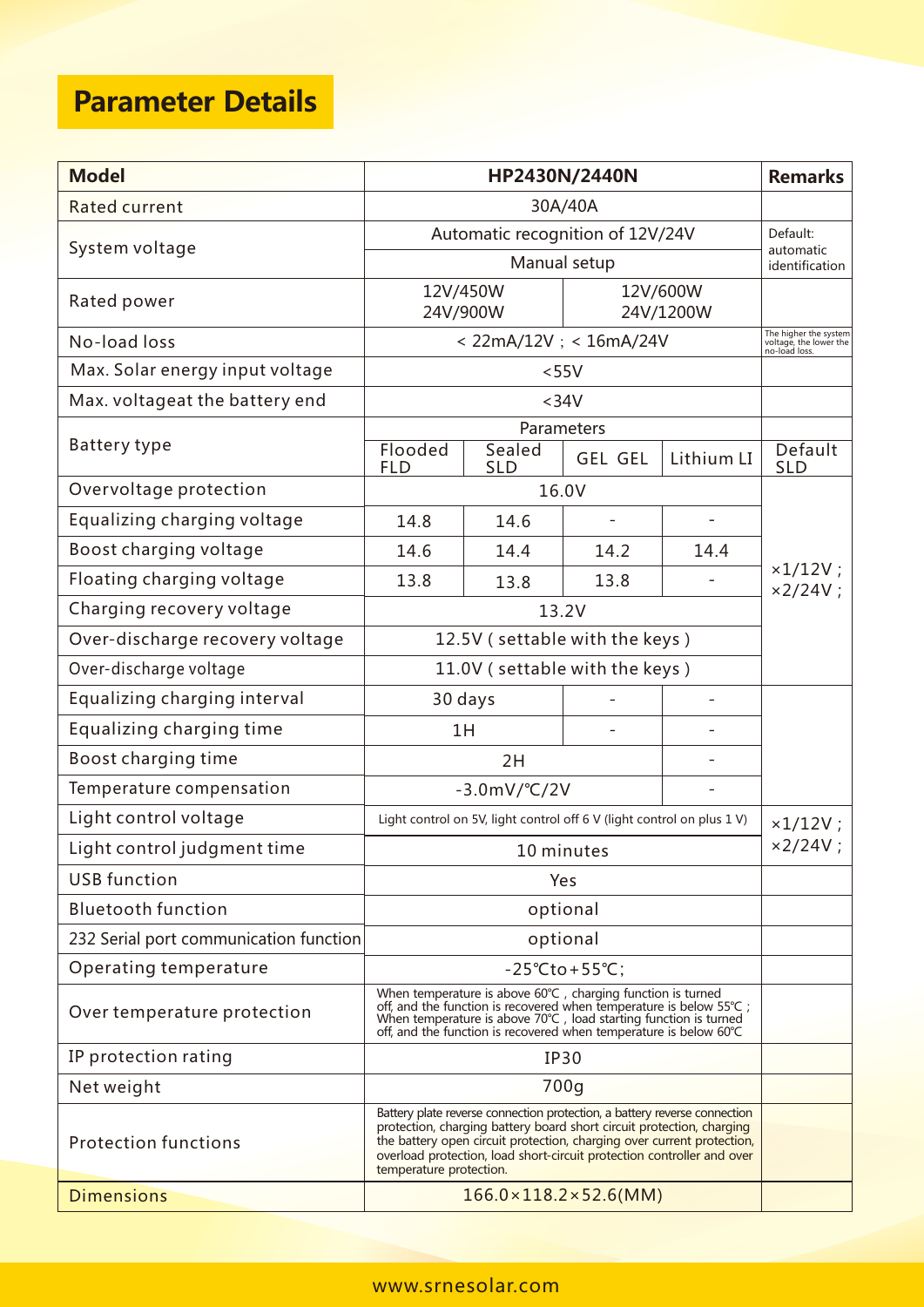## Parameter Details

| Model | HP2430N/2440N | | | | Remarks |
|---|---|---|---|---|---|
| Rated current | 30A/40A | | | | |
| System voltage | Automatic recognition of 12V/24V | | | | Default: automatic identification |
| | Manual setup | | | | |
| Rated power | 12V/450W 24V/900W | | 12V/600W 24V/1200W | | |
| No-load loss | < 22mA/12V ; < 16mA/24V | | | | The higher the system voltage, the lower the no-load loss. |
| Max. Solar energy input voltage | <55V | | | | |
| Max. voltageat the battery end | <34V | | | | |
| Battery type | Parameters | | | | |
| | Flooded FLD | Sealed SLD | GEL GEL | Lithium LI | Default SLD |
| Overvoltage protection | 16.0V | | | | ×1/12V ; ×2/24V ; |
| Equalizing charging voltage | 14.8 | 14.6 | - | - | |
| Boost charging voltage | 14.6 | 14.4 | 14.2 | 14.4 | |
| Floating charging voltage | 13.8 | 13.8 | 13.8 | - | |
| Charging recovery voltage | 13.2V | | | | |
| Over-discharge recovery voltage | 12.5V ( settable with the keys ) | | | | |
| Over-discharge voltage | 11.0V ( settable with the keys ) | | | | |
| Equalizing charging interval | 30 days | | - | - | |
| Equalizing charging time | 1H | | - | - | |
| Boost charging time | 2H | | | - | |
| Temperature compensation | -3.0mV/℃/2V | | | - | |
| Light control voltage | Light control on 5V, light control off 6 V (light control on plus 1 V) | | | | ×1/12V ; ×2/24V ; |
| Light control judgment time | 10 minutes | | | | |
| USB function | Yes | | | | |
| Bluetooth function | optional | | | | |
| 232 Serial port communication function | optional | | | | |
| Operating temperature | -25℃to+55℃; | | | | |
| Over temperature protection | When temperature is above 60℃ , charging function is turned off, and the function is recovered when temperature is below 55℃ ; When temperature is above 70℃ , load starting function is turned off, and the function is recovered when temperature is below 60℃ | | | | |
| IP protection rating | IP30 | | | | |
| Net weight | 700g | | | | |
| Protection functions | Battery plate reverse connection protection, a battery reverse connection protection, charging battery board short circuit protection, charging the battery open circuit protection, charging over current protection, overload protection, load short-circuit protection controller and over temperature protection. | | | | |
| Dimensions | 166.0×118.2×52.6(MM) | | | | |

www.srnesolar.com